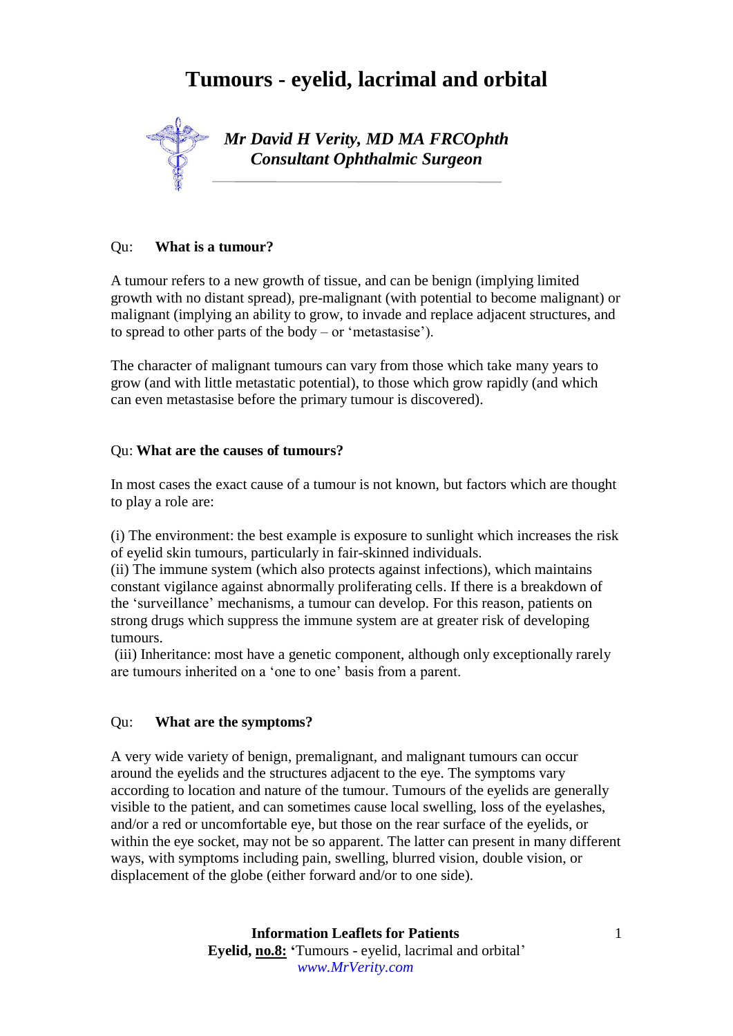# Tumours - eyelid, lacrimal and orbital

***Mr David H Verity, MD MA FRCOphth***
***Consultant Ophthalmic Surgeon***

Qu: **What is a tumour?**

A tumour refers to a new growth of tissue, and can be benign (implying limited growth with no distant spread), pre-malignant (with potential to become malignant) or malignant (implying an ability to grow, to invade and replace adjacent structures, and to spread to other parts of the body – or 'metastasise').

The character of malignant tumours can vary from those which take many years to grow (and with little metastatic potential), to those which grow rapidly (and which can even metastasise before the primary tumour is discovered).

Qu: **What are the causes of tumours?**

In most cases the exact cause of a tumour is not known, but factors which are thought to play a role are:

(i) The environment: the best example is exposure to sunlight which increases the risk of eyelid skin tumours, particularly in fair-skinned individuals.
(ii) The immune system (which also protects against infections), which maintains constant vigilance against abnormally proliferating cells. If there is a breakdown of the 'surveillance' mechanisms, a tumour can develop. For this reason, patients on strong drugs which suppress the immune system are at greater risk of developing tumours.
(iii) Inheritance: most have a genetic component, although only exceptionally rarely are tumours inherited on a 'one to one' basis from a parent.

Qu: **What are the symptoms?**

A very wide variety of benign, premalignant, and malignant tumours can occur around the eyelids and the structures adjacent to the eye. The symptoms vary according to location and nature of the tumour. Tumours of the eyelids are generally visible to the patient, and can sometimes cause local swelling, loss of the eyelashes, and/or a red or uncomfortable eye, but those on the rear surface of the eyelids, or within the eye socket, may not be so apparent. The latter can present in many different ways, with symptoms including pain, swelling, blurred vision, double vision, or displacement of the globe (either forward and/or to one side).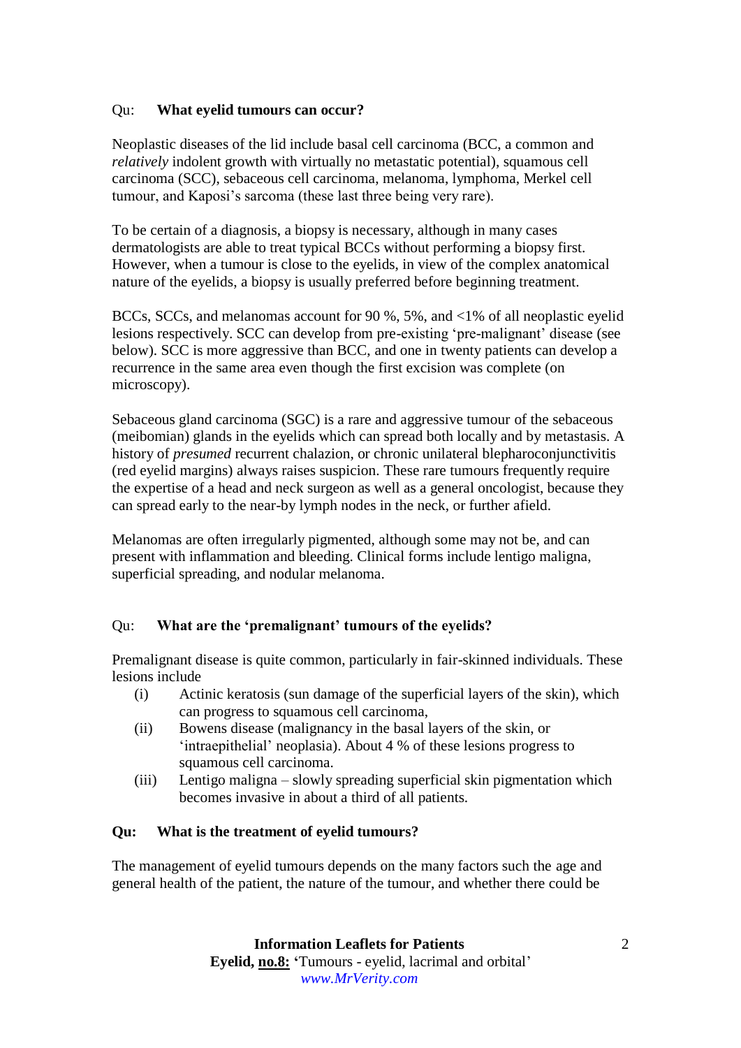Qu: **What eyelid tumours can occur?**

Neoplastic diseases of the lid include basal cell carcinoma (BCC, a common and *relatively* indolent growth with virtually no metastatic potential), squamous cell carcinoma (SCC), sebaceous cell carcinoma, melanoma, lymphoma, Merkel cell tumour, and Kaposi's sarcoma (these last three being very rare).

To be certain of a diagnosis, a biopsy is necessary, although in many cases dermatologists are able to treat typical BCCs without performing a biopsy first. However, when a tumour is close to the eyelids, in view of the complex anatomical nature of the eyelids, a biopsy is usually preferred before beginning treatment.

BCCs, SCCs, and melanomas account for 90 %, 5%, and <1% of all neoplastic eyelid lesions respectively. SCC can develop from pre-existing 'pre-malignant' disease (see below). SCC is more aggressive than BCC, and one in twenty patients can develop a recurrence in the same area even though the first excision was complete (on microscopy).

Sebaceous gland carcinoma (SGC) is a rare and aggressive tumour of the sebaceous (meibomian) glands in the eyelids which can spread both locally and by metastasis. A history of *presumed* recurrent chalazion, or chronic unilateral blepharoconjunctivitis (red eyelid margins) always raises suspicion. These rare tumours frequently require the expertise of a head and neck surgeon as well as a general oncologist, because they can spread early to the near-by lymph nodes in the neck, or further afield.

Melanomas are often irregularly pigmented, although some may not be, and can present with inflammation and bleeding. Clinical forms include lentigo maligna, superficial spreading, and nodular melanoma.

Qu: **What are the 'premalignant' tumours of the eyelids?**

Premalignant disease is quite common, particularly in fair-skinned individuals. These lesions include

(i) Actinic keratosis (sun damage of the superficial layers of the skin), which can progress to squamous cell carcinoma,

(ii) Bowens disease (malignancy in the basal layers of the skin, or 'intraepithelial' neoplasia). About 4 % of these lesions progress to squamous cell carcinoma.

(iii) Lentigo maligna – slowly spreading superficial skin pigmentation which becomes invasive in about a third of all patients.

**Qu: What is the treatment of eyelid tumours?**

The management of eyelid tumours depends on the many factors such the age and general health of the patient, the nature of the tumour, and whether there could be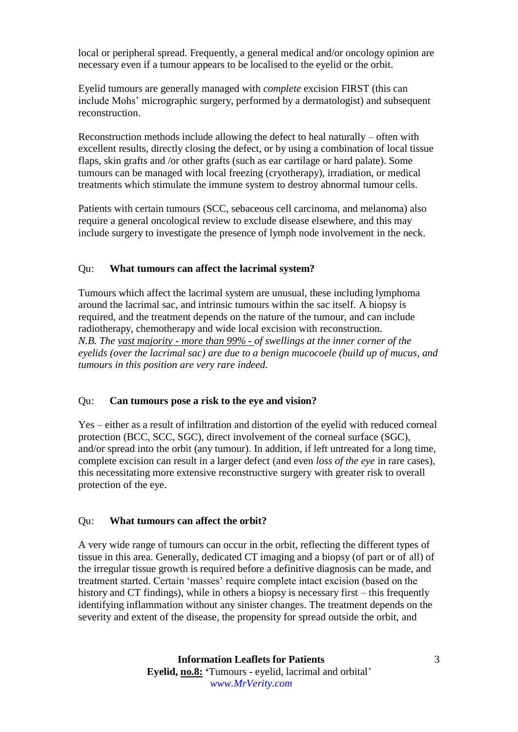local or peripheral spread. Frequently, a general medical and/or oncology opinion are necessary even if a tumour appears to be localised to the eyelid or the orbit.

Eyelid tumours are generally managed with *complete* excision FIRST (this can include Mohs' micrographic surgery, performed by a dermatologist) and subsequent reconstruction.

Reconstruction methods include allowing the defect to heal naturally – often with excellent results, directly closing the defect, or by using a combination of local tissue flaps, skin grafts and /or other grafts (such as ear cartilage or hard palate). Some tumours can be managed with local freezing (cryotherapy), irradiation, or medical treatments which stimulate the immune system to destroy abnormal tumour cells.

Patients with certain tumours (SCC, sebaceous cell carcinoma, and melanoma) also require a general oncological review to exclude disease elsewhere, and this may include surgery to investigate the presence of lymph node involvement in the neck.

## Qu: **What tumours can affect the lacrimal system?**

Tumours which affect the lacrimal system are unusual, these including lymphoma around the lacrimal sac, and intrinsic tumours within the sac itself. A biopsy is required, and the treatment depends on the nature of the tumour, and can include radiotherapy, chemotherapy and wide local excision with reconstruction.
*N.B. The vast majority - more than 99% - of swellings at the inner corner of the eyelids (over the lacrimal sac) are due to a benign mucocoele (build up of mucus, and tumours in this position are very rare indeed.*

## Qu: **Can tumours pose a risk to the eye and vision?**

Yes – either as a result of infiltration and distortion of the eyelid with reduced corneal protection (BCC, SCC, SGC), direct involvement of the corneal surface (SGC), and/or spread into the orbit (any tumour). In addition, if left untreated for a long time, complete excision can result in a larger defect (and even *loss of the eye* in rare cases), this necessitating more extensive reconstructive surgery with greater risk to overall protection of the eye.

## Qu: **What tumours can affect the orbit?**

A very wide range of tumours can occur in the orbit, reflecting the different types of tissue in this area. Generally, dedicated CT imaging and a biopsy (of part or of all) of the irregular tissue growth is required before a definitive diagnosis can be made, and treatment started. Certain 'masses' require complete intact excision (based on the history and CT findings), while in others a biopsy is necessary first – this frequently identifying inflammation without any sinister changes. The treatment depends on the severity and extent of the disease, the propensity for spread outside the orbit, and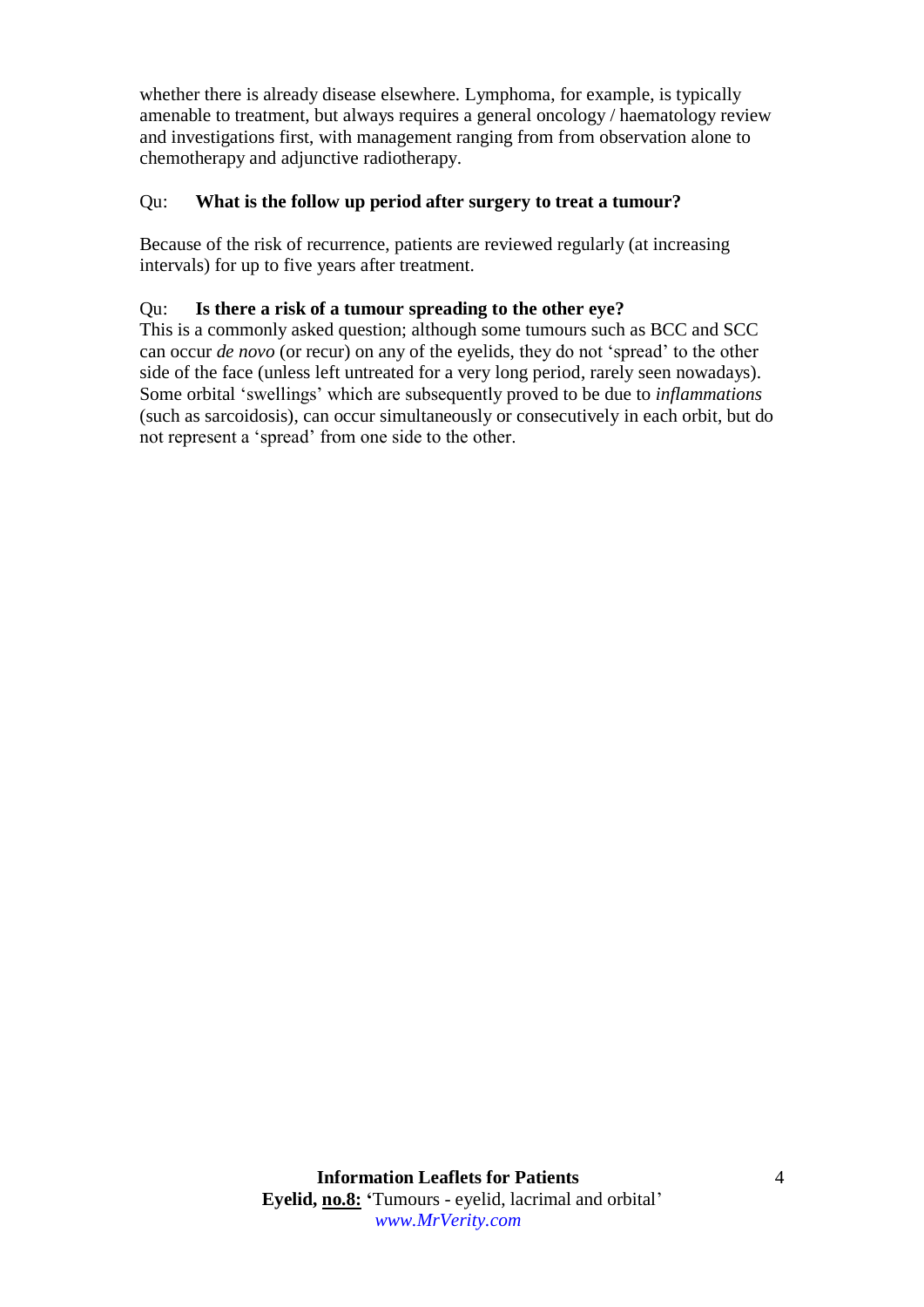whether there is already disease elsewhere. Lymphoma, for example, is typically amenable to treatment, but always requires a general oncology / haematology review and investigations first, with management ranging from from observation alone to chemotherapy and adjunctive radiotherapy.

Qu: **What is the follow up period after surgery to treat a tumour?**

Because of the risk of recurrence, patients are reviewed regularly (at increasing intervals) for up to five years after treatment.

Qu: **Is there a risk of a tumour spreading to the other eye?**

This is a commonly asked question; although some tumours such as BCC and SCC can occur *de novo* (or recur) on any of the eyelids, they do not 'spread' to the other side of the face (unless left untreated for a very long period, rarely seen nowadays). Some orbital 'swellings' which are subsequently proved to be due to *inflammations* (such as sarcoidosis), can occur simultaneously or consecutively in each orbit, but do not represent a 'spread' from one side to the other.